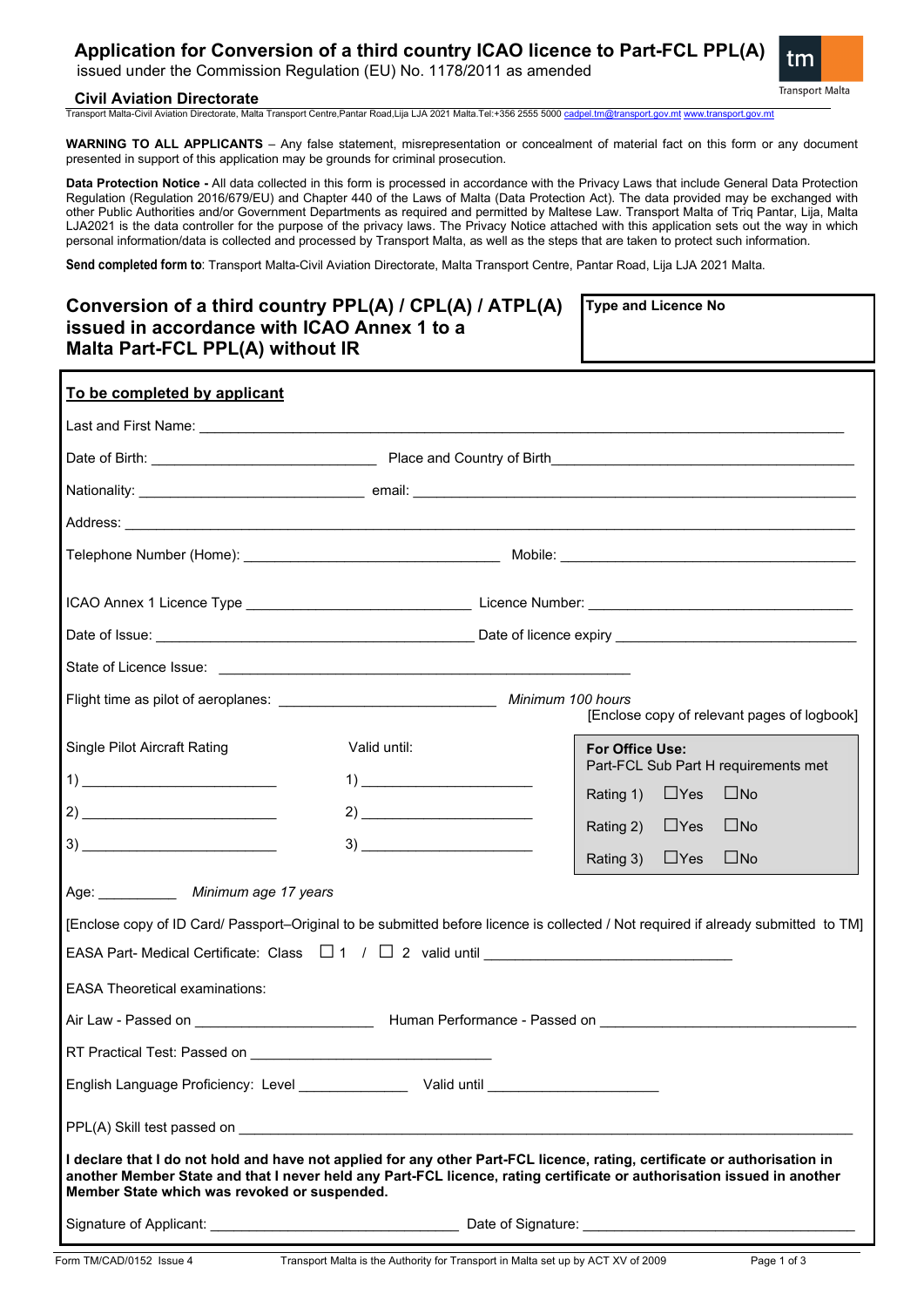# Application for Conversion of a third country ICAO licence to Part-FCL PPL(A)

issued under the Commission Regulation (EU) No. 1178/2011 as amended

**Civil Aviation Directorate**

Transport Malta-Civil Aviation Directorate, Malta Transport Centre,Pantar Road,Lija LJA 2021 Malta.Tel:+356 2555 5000 cadpel.tm@transport.gov.mt www.transport.gov.mt

**WARNING TO ALL APPLICANTS** – Any false statement, misrepresentation or concealment of material fact on this form or any document presented in support of this application may be grounds for criminal prosecution.

**Data Protection Notice -** All data collected in this form is processed in accordance with the Privacy Laws that include General Data Protection Regulation (Regulation 2016/679/EU) and Chapter 440 of the Laws of Malta (Data Protection Act). The data provided may be exchanged with other Public Authorities and/or Government Departments as required and permitted by Maltese Law. Transport Malta of Triq Pantar, Lija, Malta LJA2021 is the data controller for the purpose of the privacy laws. The Privacy Notice attached with this application sets out the way in which personal information/data is collected and processed by Transport Malta, as well as the steps that are taken to protect such information.

**Send completed form to**: Transport Malta-Civil Aviation Directorate, Malta Transport Centre, Pantar Road, Lija LJA 2021 Malta.

## Conversion of a third country PPL(A) / CPL(A) / ATPL(A) issued in accordance with ICAO Annex 1 to a Malta Part-FCL PPL(A) without IR

**Type and Licence No**

**To be completed by applicant**

Last and First Name: ____________________

Date of Birth: ____________________ Place and Country of Birth ____________________

Nationality: ____________________ email: ____________________

Address: ____________________

Telephone Number (Home): ____________________ Mobile: ____________________

ICAO Annex 1 Licence Type ____________________ Licence Number: ____________________

Date of Issue: ____________________ Date of licence expiry ____________________

State of Licence Issue: ____________________

Flight time as pilot of aeroplanes: ____________________ *Minimum 100 hours*

[Enclose copy of relevant pages of logbook]

| Single Pilot Aircraft Rating | Valid until: | **For Office Use:** Part-FCL Sub Part H requirements met |
|---|---|---|
| 1) ____________ | 1) ____________ | Rating 1) ☐Yes ☐No |
| 2) ____________ | 2) ____________ | Rating 2) ☐Yes ☐No |
| 3) ____________ | 3) ____________ | Rating 3) ☐Yes ☐No |

Age: __________ *Minimum age 17 years*

[Enclose copy of ID Card/ Passport–Original to be submitted before licence is collected / Not required if already submitted to TM]

EASA Part- Medical Certificate: Class ☐ 1 / ☐ 2 valid until ____________________

EASA Theoretical examinations:

Air Law - Passed on ____________________ Human Performance - Passed on ____________________

RT Practical Test: Passed on ____________________

English Language Proficiency: Level ____________ Valid until ____________________

PPL(A) Skill test passed on ____________________

**I declare that I do not hold and have not applied for any other Part-FCL licence, rating, certificate or authorisation in another Member State and that I never held any Part-FCL licence, rating certificate or authorisation issued in another Member State which was revoked or suspended.**

Signature of Applicant: ____________________ Date of Signature: ____________________

Form TM/CAD/0152 Issue 4 Transport Malta is the Authority for Transport in Malta set up by ACT XV of 2009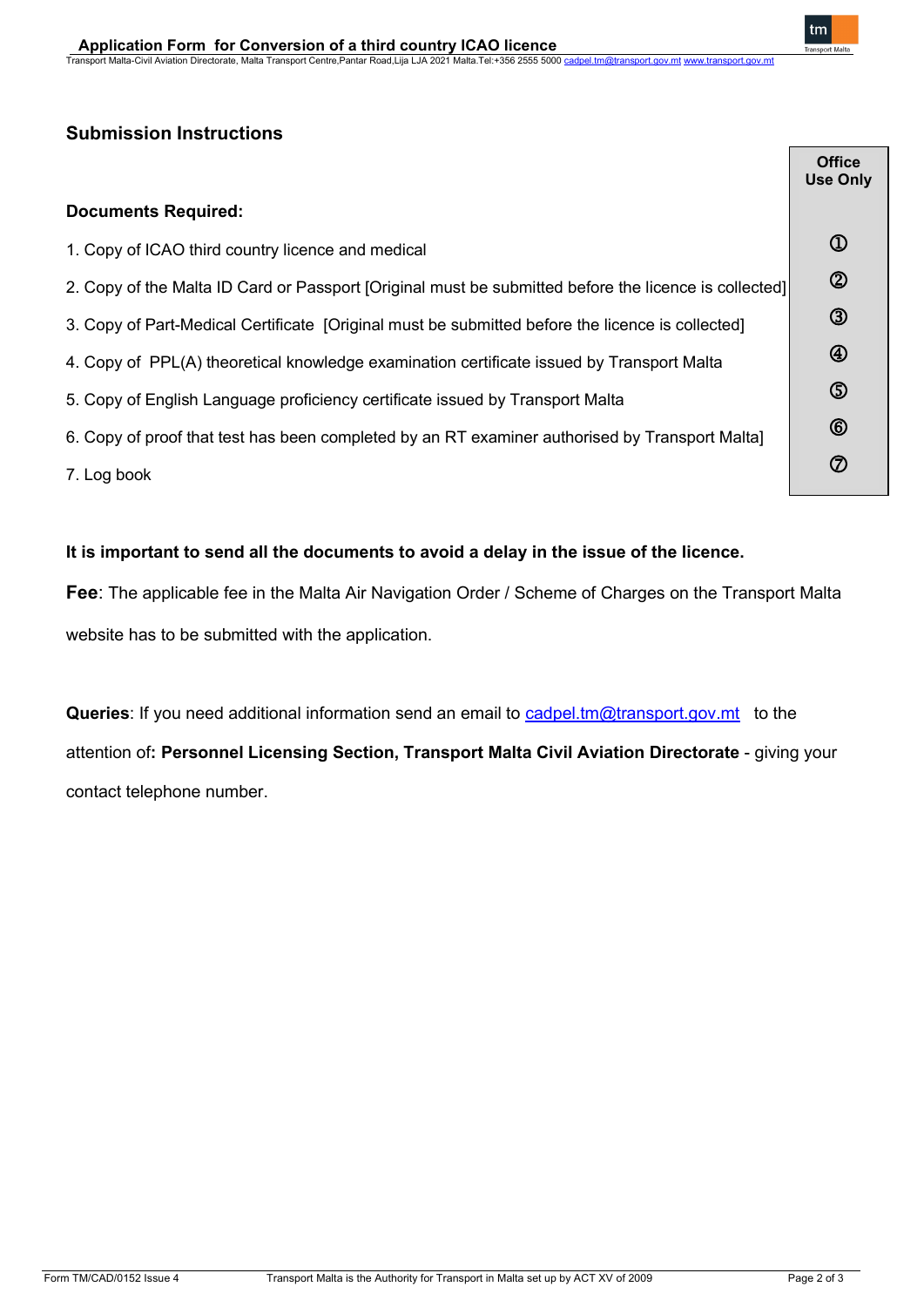## Submission Instructions

### Documents Required:

1. Copy of ICAO third country licence and medical
2. Copy of the Malta ID Card or Passport [Original must be submitted before the licence is collected]
3. Copy of Part-Medical Certificate [Original must be submitted before the licence is collected]
4. Copy of PPL(A) theoretical knowledge examination certificate issued by Transport Malta
5. Copy of English Language proficiency certificate issued by Transport Malta
6. Copy of proof that test has been completed by an RT examiner authorised by Transport Malta]
7. Log book

| Office Use Only |
|---|
| ① |
| ② |
| ③ |
| ④ |
| ⑤ |
| ⑥ |
| ⑦ |

**It is important to send all the documents to avoid a delay in the issue of the licence.**

**Fee**: The applicable fee in the Malta Air Navigation Order / Scheme of Charges on the Transport Malta website has to be submitted with the application.

**Queries**: If you need additional information send an email to cadpel.tm@transport.gov.mt to the attention of**: Personnel Licensing Section, Transport Malta Civil Aviation Directorate** - giving your contact telephone number.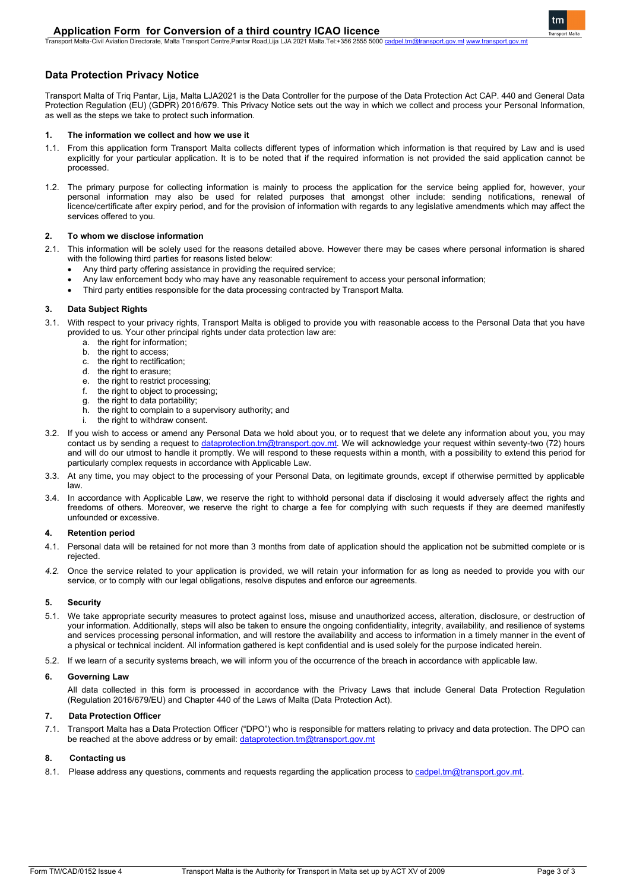## Data Protection Privacy Notice

Transport Malta of Triq Pantar, Lija, Malta LJA2021 is the Data Controller for the purpose of the Data Protection Act CAP. 440 and General Data Protection Regulation (EU) (GDPR) 2016/679. This Privacy Notice sets out the way in which we collect and process your Personal Information, as well as the steps we take to protect such information.

### 1. The information we collect and how we use it

1.1. From this application form Transport Malta collects different types of information which information is that required by Law and is used explicitly for your particular application. It is to be noted that if the required information is not provided the said application cannot be processed.

1.2. The primary purpose for collecting information is mainly to process the application for the service being applied for, however, your personal information may also be used for related purposes that amongst other include: sending notifications, renewal of licence/certificate after expiry period, and for the provision of information with regards to any legislative amendments which may affect the services offered to you.

### 2. To whom we disclose information

2.1. This information will be solely used for the reasons detailed above. However there may be cases where personal information is shared with the following third parties for reasons listed below:

- Any third party offering assistance in providing the required service;
- Any law enforcement body who may have any reasonable requirement to access your personal information;
- Third party entities responsible for the data processing contracted by Transport Malta.

### 3. Data Subject Rights

3.1. With respect to your privacy rights, Transport Malta is obliged to provide you with reasonable access to the Personal Data that you have provided to us. Your other principal rights under data protection law are:

a. the right for information;
b. the right to access;
c. the right to rectification;
d. the right to erasure;
e. the right to restrict processing;
f. the right to object to processing;
g. the right to data portability;
h. the right to complain to a supervisory authority; and
i. the right to withdraw consent.

3.2. If you wish to access or amend any Personal Data we hold about you, or to request that we delete any information about you, you may contact us by sending a request to dataprotection.tm@transport.gov.mt. We will acknowledge your request within seventy-two (72) hours and will do our utmost to handle it promptly. We will respond to these requests within a month, with a possibility to extend this period for particularly complex requests in accordance with Applicable Law.

3.3. At any time, you may object to the processing of your Personal Data, on legitimate grounds, except if otherwise permitted by applicable law.

3.4. In accordance with Applicable Law, we reserve the right to withhold personal data if disclosing it would adversely affect the rights and freedoms of others. Moreover, we reserve the right to charge a fee for complying with such requests if they are deemed manifestly unfounded or excessive.

### 4. Retention period

4.1. Personal data will be retained for not more than 3 months from date of application should the application not be submitted complete or is rejected.

*4.2.* Once the service related to your application is provided, we will retain your information for as long as needed to provide you with our service, or to comply with our legal obligations, resolve disputes and enforce our agreements.

### 5. Security

5.1. We take appropriate security measures to protect against loss, misuse and unauthorized access, alteration, disclosure, or destruction of your information. Additionally, steps will also be taken to ensure the ongoing confidentiality, integrity, availability, and resilience of systems and services processing personal information, and will restore the availability and access to information in a timely manner in the event of a physical or technical incident. All information gathered is kept confidential and is used solely for the purpose indicated herein.

5.2. If we learn of a security systems breach, we will inform you of the occurrence of the breach in accordance with applicable law.

### 6. Governing Law

All data collected in this form is processed in accordance with the Privacy Laws that include General Data Protection Regulation (Regulation 2016/679/EU) and Chapter 440 of the Laws of Malta (Data Protection Act).

### 7. Data Protection Officer

7.1. Transport Malta has a Data Protection Officer ("DPO") who is responsible for matters relating to privacy and data protection. The DPO can be reached at the above address or by email: dataprotection.tm@transport.gov.mt

### 8. Contacting us

8.1. Please address any questions, comments and requests regarding the application process to cadpel.tm@transport.gov.mt.